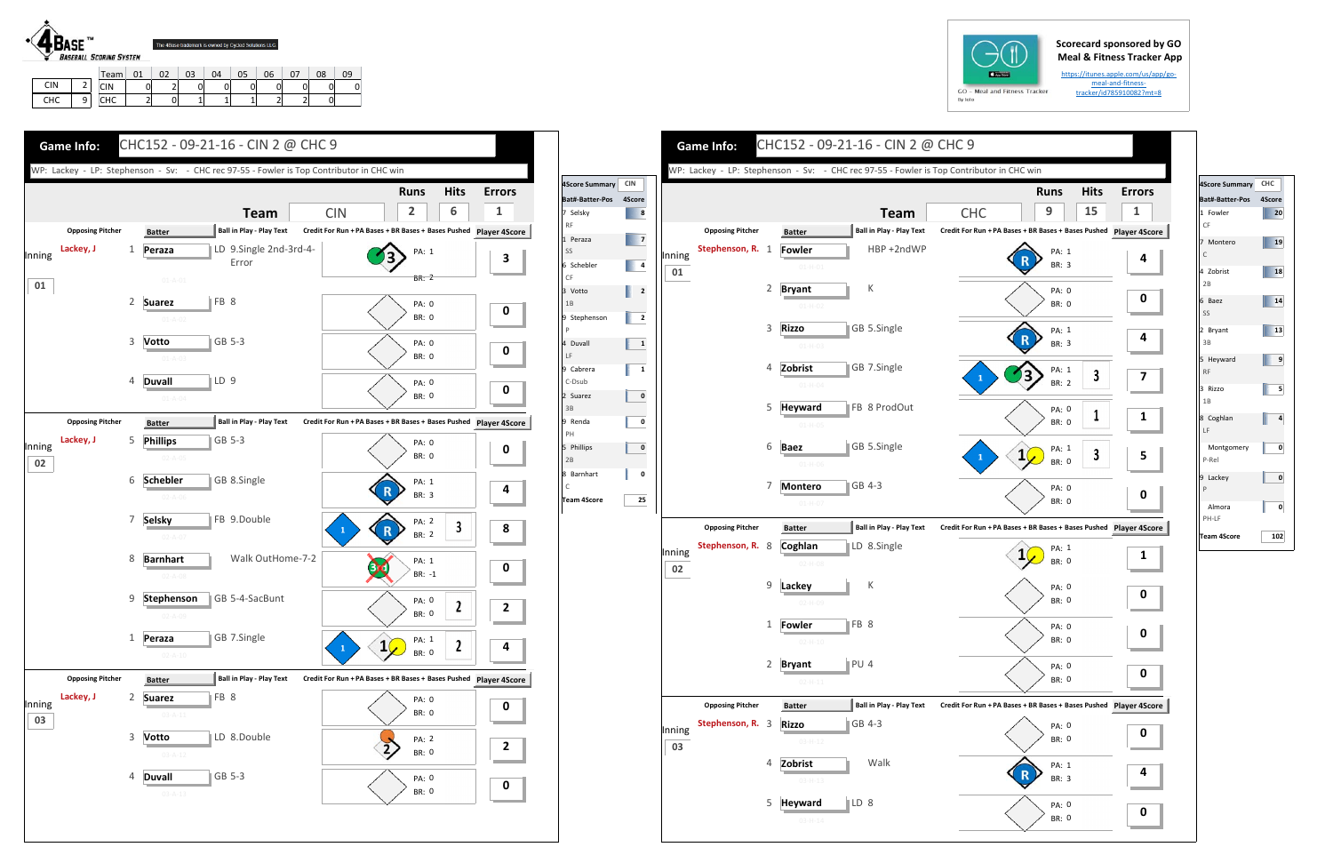**4BASE™ Baseball Scoring System**

The 4Base trademark is owned by Cycled Solutions LLC

| | |
|---|---|
| CIN | 2 |
| CHC | 9 |

| Team | 01 | 02 | 03 | 04 | 05 | 06 | 07 | 08 | 09 |
|---|---|---|---|---|---|---|---|---|---|
| CIN | 0 | 2 | 0 | 0 | 0 | 0 | 0 | 0 | 0 |
| CHC | 2 | 0 | 1 | 1 | 1 | 2 | 2 | 0 | |

Scorecard sponsored by GO Meal & Fitness Tracker App

https://itunes.apple.com/us/app/go-meal-and-fitness-tracker/id785910082?mt=8

## Game Info: CHC152 - 09-21-16 - CIN 2 @ CHC 9

WP: Lackey - LP: Stephenson - Sv: - CHC rec 97-55 - Fowler is Top Contributor in CHC win

| Team | Runs | Hits | Errors |
|---|---|---|---|
| CIN | 2 | 6 | 1 |

| Inning | Opposing Pitcher | # | Batter | Ball in Play - Play Text | PA | BR | Player 4Score |
|---|---|---|---|---|---|---|---|
| 01 | Lackey, J | 1 | Peraza | LD 9.Single 2nd-3rd-4-Error | 1 | 2 | 3 |
| | | 2 | Suarez | FB 8 | 0 | 0 | 0 |
| | | 3 | Votto | GB 5-3 | 0 | 0 | 0 |
| | | 4 | Duvall | LD 9 | 0 | 0 | 0 |
| 02 | Lackey, J | 5 | Phillips | GB 5-3 | 0 | 0 | 0 |
| | | 6 | Schebler | GB 8.Single | 1 | 3 | 4 |
| | | 7 | Selsky | FB 9.Double | 2 | 2 | 8 |
| | | 8 | Barnhart | Walk OutHome-7-2 | 1 | -1 | 0 |
| | | 9 | Stephenson | GB 5-4-SacBunt | 0 | 0 | 2 |
| | | 1 | Peraza | GB 7.Single | 1 | 0 | 4 |
| 03 | Lackey, J | 2 | Suarez | FB 8 | 0 | 0 | 0 |
| | | 3 | Votto | LD 8.Double | 2 | 0 | 2 |
| | | 4 | Duvall | GB 5-3 | 0 | 0 | 0 |

| 4Score Summary CIN | |
|---|---|
| Bat#-Batter-Pos | 4Score |
| 7 Selsky RF | 8 |
| 1 Peraza SS | 7 |
| 6 Schebler CF | 4 |
| 3 Votto 1B | 2 |
| 9 Stephenson P | 2 |
| 4 Duvall LF | 1 |
| 9 Cabrera C-Dsub | 1 |
| 2 Suarez 3B | 0 |
| 9 Renda PH | 0 |
| 5 Phillips 2B | 0 |
| 8 Barnhart C | 0 |
| Team 4Score | 25 |

## Game Info: CHC152 - 09-21-16 - CIN 2 @ CHC 9

WP: Lackey - LP: Stephenson - Sv: - CHC rec 97-55 - Fowler is Top Contributor in CHC win

| Team | Runs | Hits | Errors |
|---|---|---|---|
| CHC | 9 | 15 | 1 |

| Inning | Opposing Pitcher | # | Batter | Ball in Play - Play Text | PA | BR | Player 4Score |
|---|---|---|---|---|---|---|---|
| 01 | Stephenson, R. | 1 | Fowler | HBP +2ndWP | 1 | 3 | 4 |
| | | 2 | Bryant | K | 0 | 0 | 0 |
| | | 3 | Rizzo | GB 5.Single | 1 | 3 | 4 |
| | | 4 | Zobrist | GB 7.Single | 1 | 2 | 7 |
| | | 5 | Heyward | FB 8 ProdOut | 0 | 0 | 1 |
| | | 6 | Baez | GB 5.Single | 1 | 0 | 5 |
| | | 7 | Montero | GB 4-3 | 0 | 0 | 0 |
| 02 | Stephenson, R. | 8 | Coghlan | LD 8.Single | 1 | 0 | 1 |
| | | 9 | Lackey | K | 0 | 0 | 0 |
| | | 1 | Fowler | FB 8 | 0 | 0 | 0 |
| | | 2 | Bryant | PU 4 | 0 | 0 | 0 |
| 03 | Stephenson, R. | 3 | Rizzo | GB 4-3 | 0 | 0 | 0 |
| | | 4 | Zobrist | Walk | 1 | 3 | 4 |
| | | 5 | Heyward | LD 8 | 0 | 0 | 0 |

| 4Score Summary CHC | |
|---|---|
| Bat#-Batter-Pos | 4Score |
| 1 Fowler CF | 20 |
| 7 Montero C | 19 |
| 4 Zobrist 2B | 18 |
| 6 Baez SS | 14 |
| 2 Bryant 3B | 13 |
| 5 Heyward RF | 9 |
| 3 Rizzo 1B | 5 |
| 8 Coghlan LF | 4 |
| Montgomery P-Rel | 0 |
| 9 Lackey P | 0 |
| Almora PH-LF | 0 |
| Team 4Score | 102 |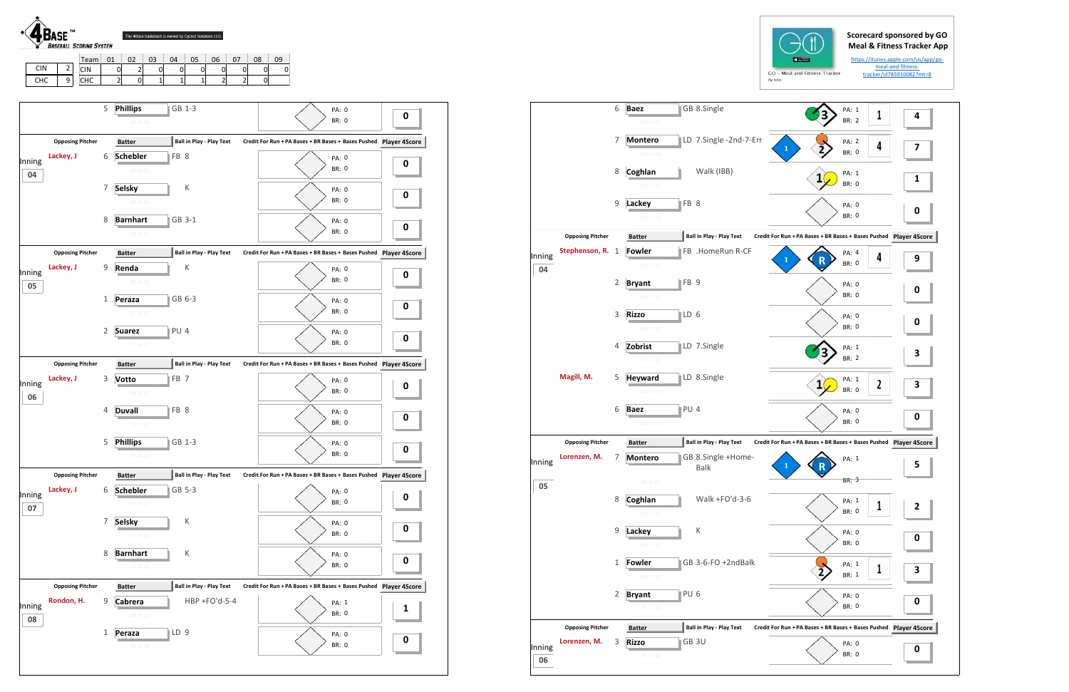# 4BASE™ Baseball Scoring System

The 4Base trademark is owned by Cycled Solutions LLC

| | |
|---|---|
| CIN | 2 |
| CHC | 9 |

| Team | 01 | 02 | 03 | 04 | 05 | 06 | 07 | 08 | 09 |
|---|---|---|---|---|---|---|---|---|---|
| CIN | 0 | 2 | 0 | 0 | 0 | 0 | 0 | 0 | 0 |
| CHC | 2 | 0 | 1 | 1 | 1 | 2 | 2 | 0 | |

Scorecard sponsored by GO Meal & Fitness Tracker App

https://itunes.apple.com/us/app/go-meal-and-fitness-tracker/id785910082?mt=8

GO - Meal and Fitness Tracker By Iolo

## CIN

| Inning | Opposing Pitcher | # | Batter | Ball in Play - Play Text | Credit For Run + PA Bases + BR Bases + Bases Pushed | Player 4Score |
|---|---|---|---|---|---|---|
| | | 5 | Phillips | GB 1-3 | PA: 0 BR: 0 | 0 |
| 04 | Lackey, J | 6 | Schebler | FB 8 | PA: 0 BR: 0 | 0 |
| | | 7 | Selsky | K | PA: 0 BR: 0 | 0 |
| | | 8 | Barnhart | GB 3-1 | PA: 0 BR: 0 | 0 |
| 05 | Lackey, J | 9 | Renda | K | PA: 0 BR: 0 | 0 |
| | | 1 | Peraza | GB 6-3 | PA: 0 BR: 0 | 0 |
| | | 2 | Suarez | PU 4 | PA: 0 BR: 0 | 0 |
| 06 | Lackey, J | 3 | Votto | FB 7 | PA: 0 BR: 0 | 0 |
| | | 4 | Duvall | FB 8 | PA: 0 BR: 0 | 0 |
| | | 5 | Phillips | GB 1-3 | PA: 0 BR: 0 | 0 |
| 07 | Lackey, J | 6 | Schebler | GB 5-3 | PA: 0 BR: 0 | 0 |
| | | 7 | Selsky | K | PA: 0 BR: 0 | 0 |
| | | 8 | Barnhart | K | PA: 0 BR: 0 | 0 |
| 08 | Rondon, H. | 9 | Cabrera | HBP +FO'd-5-4 | PA: 1 BR: 0 | 1 |
| | | 1 | Peraza | LD 9 | PA: 0 BR: 0 | 0 |

## CHC

| Inning | Opposing Pitcher | # | Batter | Ball in Play - Play Text | Credit For Run + PA Bases + BR Bases + Bases Pushed | Player 4Score |
|---|---|---|---|---|---|---|
| | | 6 | Baez | GB 8.Single | 3; PA: 1 BR: 2; 1 | 4 |
| | | 7 | Montero | LD 7.Single -2nd-7-Err | 1; 2; PA: 2 BR: 0; 4 | 7 |
| | | 8 | Coghlan | Walk (IBB) | 1; PA: 1 BR: 0 | 1 |
| | | 9 | Lackey | FB 8 | PA: 0 BR: 0 | 0 |
| 04 | Stephenson, R. | 1 | Fowler | FB .HomeRun R-CF | 1; R; PA: 4 BR: 0; 4 | 9 |
| | | 2 | Bryant | FB 9 | PA: 0 BR: 0 | 0 |
| | | 3 | Rizzo | LD 6 | PA: 0 BR: 0 | 0 |
| | | 4 | Zobrist | LD 7.Single | 3; PA: 1 BR: 2 | 3 |
| | Magill, M. | 5 | Heyward | LD 8.Single | 1; PA: 1 BR: 0; 2 | 3 |
| | | 6 | Baez | PU 4 | PA: 0 BR: 0 | 0 |
| 05 | Lorenzen, M. | 7 | Montero | GB 8.Single +Home-Balk | 1; R; PA: 1 BR: 3 | 5 |
| | | 8 | Coghlan | Walk +FO'd-3-6 | PA: 1 BR: 0; 1 | 2 |
| | | 9 | Lackey | K | PA: 0 BR: 0 | 0 |
| | | 1 | Fowler | GB 3-6-FO +2ndBalk | 2; PA: 1 BR: 1; 1 | 3 |
| | | 2 | Bryant | PU 6 | PA: 0 BR: 0 | 0 |
| 06 | Lorenzen, M. | 3 | Rizzo | GB 3U | PA: 0 BR: 0 | 0 |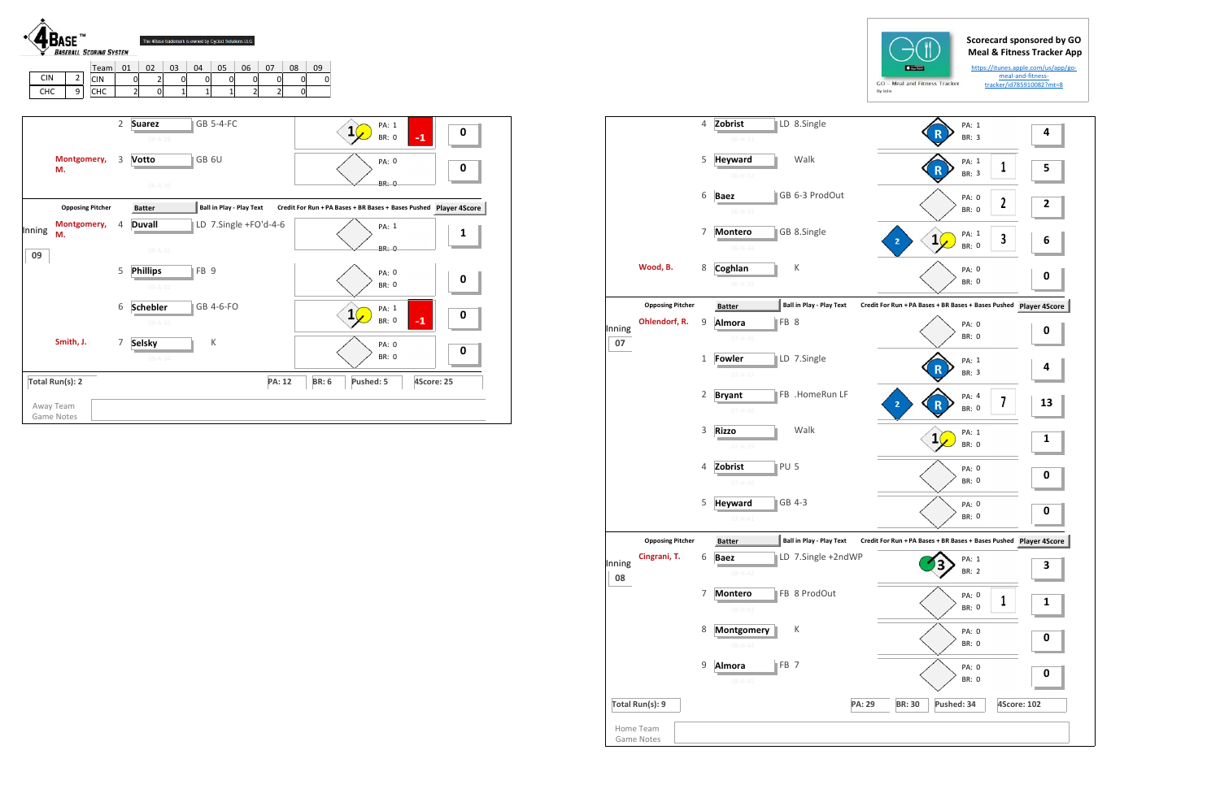4BASE™ BASEBALL SCORING SYSTEM

The 4Base trademark is owned by Cycled Solutions LLC

| Team | | Team | 01 | 02 | 03 | 04 | 05 | 06 | 07 | 08 | 09 |
|---|---|---|---|---|---|---|---|---|---|---|---|
| CIN | 2 | CIN | 0 | 2 | 0 | 0 | 0 | 0 | 0 | 0 | 0 |
| CHC | 9 | CHC | 2 | 0 | 1 | 1 | 1 | 2 | 2 | 0 | |

Scorecard sponsored by GO Meal & Fitness Tracker App

https://itunes.apple.com/us/app/go-meal-and-fitness-tracker/id785910082?mt=8

## Away Team (CIN)

| Inning | Opposing Pitcher | # | Batter | Ball in Play - Play Text | Credit For Run + PA Bases + BR Bases + Bases Pushed | Player 4Score |
|---|---|---|---|---|---|---|
| | | 2 | Suarez | GB 5-4-FC | 1, PA: 1, BR: 0, -1 | 0 |
| | Montgomery, M. | 3 | Votto | GB 6U | PA: 0, BR: 0 | 0 |
| 09 | Montgomery, M. | 4 | Duvall | LD 7.Single +FO'd-4-6 | PA: 1, BR: 0 | 1 |
| | | 5 | Phillips | FB 9 | PA: 0, BR: 0 | 0 |
| | | 6 | Schebler | GB 4-6-FO | 1, PA: 1, BR: 0, -1 | 0 |
| | Smith, J. | 7 | Selsky | K | PA: 0, BR: 0 | 0 |

Total Run(s): 2 | PA: 12 | BR: 6 | Pushed: 5 | 4Score: 25

Away Team Game Notes

## Home Team (CHC)

| Inning | Opposing Pitcher | # | Batter | Ball in Play - Play Text | Credit For Run + PA Bases + BR Bases + Bases Pushed | Player 4Score |
|---|---|---|---|---|---|---|
| | | 4 | Zobrist | LD 8.Single | R, PA: 1, BR: 3 | 4 |
| | | 5 | Heyward | Walk | R, PA: 1, BR: 3, 1 | 5 |
| | | 6 | Baez | GB 6-3 ProdOut | PA: 0, BR: 0, 2 | 2 |
| | | 7 | Montero | GB 8.Single | 2, 1, PA: 1, BR: 0, 3 | 6 |
| | Wood, B. | 8 | Coghlan | K | PA: 0, BR: 0 | 0 |
| 07 | Ohlendorf, R. | 9 | Almora | FB 8 | PA: 0, BR: 0 | 0 |
| | | 1 | Fowler | LD 7.Single | R, PA: 1, BR: 3 | 4 |
| | | 2 | Bryant | FB .HomeRun LF | 2, R, PA: 4, BR: 0, 7 | 13 |
| | | 3 | Rizzo | Walk | 1, PA: 1, BR: 0 | 1 |
| | | 4 | Zobrist | PU 5 | PA: 0, BR: 0 | 0 |
| | | 5 | Heyward | GB 4-3 | PA: 0, BR: 0 | 0 |
| 08 | Cingrani, T. | 6 | Baez | LD 7.Single +2ndWP | 3, PA: 1, BR: 2 | 3 |
| | | 7 | Montero | FB 8 ProdOut | PA: 0, BR: 0, 1 | 1 |
| | | 8 | Montgomery | K | PA: 0, BR: 0 | 0 |
| | | 9 | Almora | FB 7 | PA: 0, BR: 0 | 0 |

Total Run(s): 9 | PA: 29 | BR: 30 | Pushed: 34 | 4Score: 102

Home Team Game Notes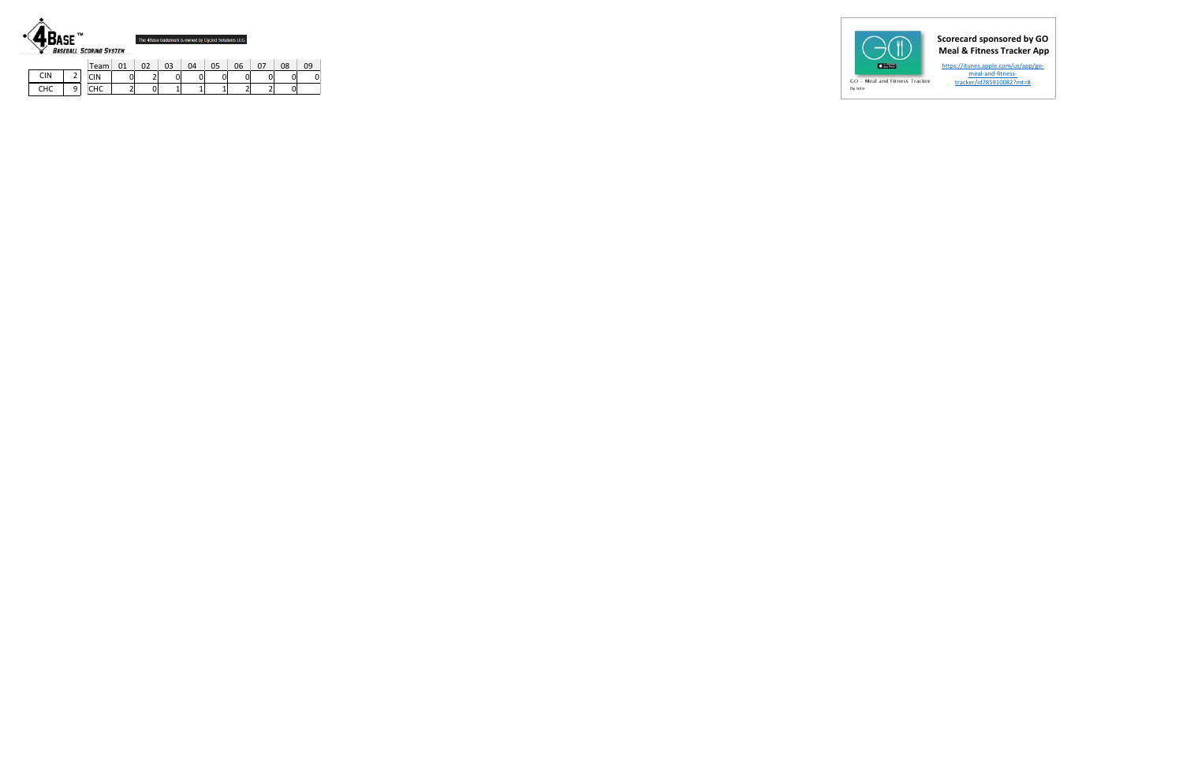4BASE™ BASEBALL SCORING SYSTEM

The 4Base trademark is owned by Cycled Solutions LLC

| | |
|---|---|
| CIN | 2 |
| CHC | 9 |

| Team | 01 | 02 | 03 | 04 | 05 | 06 | 07 | 08 | 09 |
|---|---|---|---|---|---|---|---|---|---|
| CIN | 0 | 2 | 0 | 0 | 0 | 0 | 0 | 0 | 0 |
| CHC | 2 | 0 | 1 | 1 | 1 | 2 | 2 | 0 | |

GO – Meal and Fitness Tracker
By Iolo

**Scorecard sponsored by GO Meal & Fitness Tracker App**

https://itunes.apple.com/us/app/go-meal-and-fitness-tracker/id785910082?mt=8